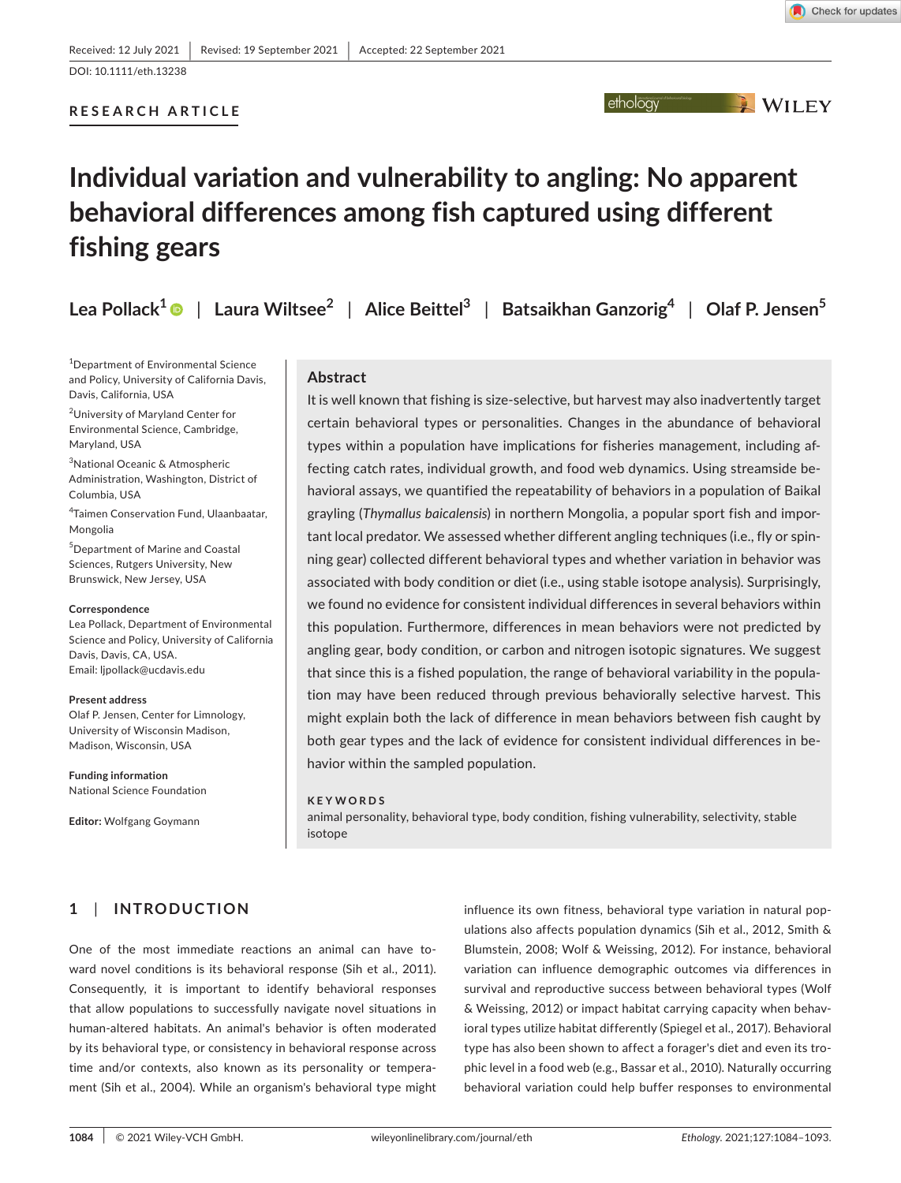Received: 12 July 2021 | Revised: 19 September 2021 | Accepted: 22 September 2021

DOI: 10.1111/eth.13238

**RESEARCH ARTICLE**

# Individual variation and vulnerability to angling: No apparent behavioral differences among fish captured using different fishing gears

**Lea Pollack**[1] | **Laura Wiltsee**[2] | **Alice Beittel**[3] | **Batsaikhan Ganzorig**[4] | **Olaf P. Jensen**[5]

[1]Department of Environmental Science and Policy, University of California Davis, Davis, California, USA

[2]University of Maryland Center for Environmental Science, Cambridge, Maryland, USA

[3]National Oceanic & Atmospheric Administration, Washington, District of Columbia, USA

[4]Taimen Conservation Fund, Ulaanbaatar, Mongolia

[5]Department of Marine and Coastal Sciences, Rutgers University, New Brunswick, New Jersey, USA

**Correspondence**
Lea Pollack, Department of Environmental Science and Policy, University of California Davis, Davis, CA, USA.
Email: ljpollack@ucdavis.edu

**Present address**
Olaf P. Jensen, Center for Limnology, University of Wisconsin Madison, Madison, Wisconsin, USA

**Funding information**
National Science Foundation

**Editor:** Wolfgang Goymann

## Abstract

It is well known that fishing is size-selective, but harvest may also inadvertently target certain behavioral types or personalities. Changes in the abundance of behavioral types within a population have implications for fisheries management, including affecting catch rates, individual growth, and food web dynamics. Using streamside behavioral assays, we quantified the repeatability of behaviors in a population of Baikal grayling (*Thymallus baicalensis*) in northern Mongolia, a popular sport fish and important local predator. We assessed whether different angling techniques (i.e., fly or spinning gear) collected different behavioral types and whether variation in behavior was associated with body condition or diet (i.e., using stable isotope analysis). Surprisingly, we found no evidence for consistent individual differences in several behaviors within this population. Furthermore, differences in mean behaviors were not predicted by angling gear, body condition, or carbon and nitrogen isotopic signatures. We suggest that since this is a fished population, the range of behavioral variability in the population may have been reduced through previous behaviorally selective harvest. This might explain both the lack of difference in mean behaviors between fish caught by both gear types and the lack of evidence for consistent individual differences in behavior within the sampled population.

**KEYWORDS**
animal personality, behavioral type, body condition, fishing vulnerability, selectivity, stable isotope

## 1 | INTRODUCTION

One of the most immediate reactions an animal can have toward novel conditions is its behavioral response (Sih et al., 2011). Consequently, it is important to identify behavioral responses that allow populations to successfully navigate novel situations in human-altered habitats. An animal's behavior is often moderated by its behavioral type, or consistency in behavioral response across time and/or contexts, also known as its personality or temperament (Sih et al., 2004). While an organism's behavioral type might influence its own fitness, behavioral type variation in natural populations also affects population dynamics (Sih et al., 2012, Smith & Blumstein, 2008; Wolf & Weissing, 2012). For instance, behavioral variation can influence demographic outcomes via differences in survival and reproductive success between behavioral types (Wolf & Weissing, 2012) or impact habitat carrying capacity when behavioral types utilize habitat differently (Spiegel et al., 2017). Behavioral type has also been shown to affect a forager's diet and even its trophic level in a food web (e.g., Bassar et al., 2010). Naturally occurring behavioral variation could help buffer responses to environmental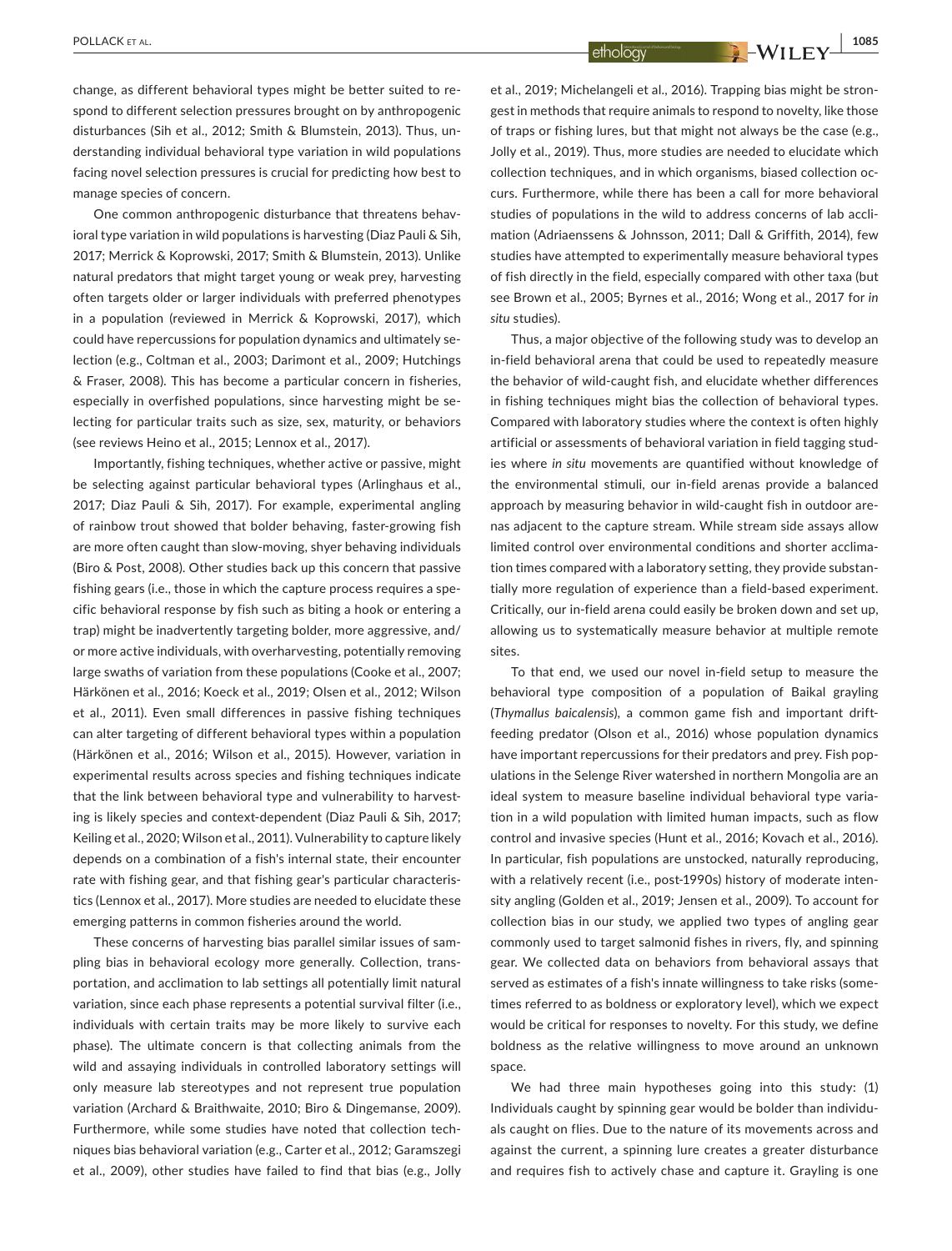change, as different behavioral types might be better suited to respond to different selection pressures brought on by anthropogenic disturbances (Sih et al., 2012; Smith & Blumstein, 2013). Thus, understanding individual behavioral type variation in wild populations facing novel selection pressures is crucial for predicting how best to manage species of concern.

One common anthropogenic disturbance that threatens behavioral type variation in wild populations is harvesting (Diaz Pauli & Sih, 2017; Merrick & Koprowski, 2017; Smith & Blumstein, 2013). Unlike natural predators that might target young or weak prey, harvesting often targets older or larger individuals with preferred phenotypes in a population (reviewed in Merrick & Koprowski, 2017), which could have repercussions for population dynamics and ultimately selection (e.g., Coltman et al., 2003; Darimont et al., 2009; Hutchings & Fraser, 2008). This has become a particular concern in fisheries, especially in overfished populations, since harvesting might be selecting for particular traits such as size, sex, maturity, or behaviors (see reviews Heino et al., 2015; Lennox et al., 2017).

Importantly, fishing techniques, whether active or passive, might be selecting against particular behavioral types (Arlinghaus et al., 2017; Diaz Pauli & Sih, 2017). For example, experimental angling of rainbow trout showed that bolder behaving, faster-growing fish are more often caught than slow-moving, shyer behaving individuals (Biro & Post, 2008). Other studies back up this concern that passive fishing gears (i.e., those in which the capture process requires a specific behavioral response by fish such as biting a hook or entering a trap) might be inadvertently targeting bolder, more aggressive, and/or more active individuals, with overharvesting, potentially removing large swaths of variation from these populations (Cooke et al., 2007; Härkönen et al., 2016; Koeck et al., 2019; Olsen et al., 2012; Wilson et al., 2011). Even small differences in passive fishing techniques can alter targeting of different behavioral types within a population (Härkönen et al., 2016; Wilson et al., 2015). However, variation in experimental results across species and fishing techniques indicate that the link between behavioral type and vulnerability to harvesting is likely species and context-dependent (Diaz Pauli & Sih, 2017; Keiling et al., 2020; Wilson et al., 2011). Vulnerability to capture likely depends on a combination of a fish's internal state, their encounter rate with fishing gear, and that fishing gear's particular characteristics (Lennox et al., 2017). More studies are needed to elucidate these emerging patterns in common fisheries around the world.

These concerns of harvesting bias parallel similar issues of sampling bias in behavioral ecology more generally. Collection, transportation, and acclimation to lab settings all potentially limit natural variation, since each phase represents a potential survival filter (i.e., individuals with certain traits may be more likely to survive each phase). The ultimate concern is that collecting animals from the wild and assaying individuals in controlled laboratory settings will only measure lab stereotypes and not represent true population variation (Archard & Braithwaite, 2010; Biro & Dingemanse, 2009). Furthermore, while some studies have noted that collection techniques bias behavioral variation (e.g., Carter et al., 2012; Garamszegi et al., 2009), other studies have failed to find that bias (e.g., Jolly et al., 2019; Michelangeli et al., 2016). Trapping bias might be strongest in methods that require animals to respond to novelty, like those of traps or fishing lures, but that might not always be the case (e.g., Jolly et al., 2019). Thus, more studies are needed to elucidate which collection techniques, and in which organisms, biased collection occurs. Furthermore, while there has been a call for more behavioral studies of populations in the wild to address concerns of lab acclimation (Adriaenssens & Johnsson, 2011; Dall & Griffith, 2014), few studies have attempted to experimentally measure behavioral types of fish directly in the field, especially compared with other taxa (but see Brown et al., 2005; Byrnes et al., 2016; Wong et al., 2017 for *in situ* studies).

Thus, a major objective of the following study was to develop an in-field behavioral arena that could be used to repeatedly measure the behavior of wild-caught fish, and elucidate whether differences in fishing techniques might bias the collection of behavioral types. Compared with laboratory studies where the context is often highly artificial or assessments of behavioral variation in field tagging studies where *in situ* movements are quantified without knowledge of the environmental stimuli, our in-field arenas provide a balanced approach by measuring behavior in wild-caught fish in outdoor arenas adjacent to the capture stream. While stream side assays allow limited control over environmental conditions and shorter acclimation times compared with a laboratory setting, they provide substantially more regulation of experience than a field-based experiment. Critically, our in-field arena could easily be broken down and set up, allowing us to systematically measure behavior at multiple remote sites.

To that end, we used our novel in-field setup to measure the behavioral type composition of a population of Baikal grayling (*Thymallus baicalensis*), a common game fish and important drift-feeding predator (Olson et al., 2016) whose population dynamics have important repercussions for their predators and prey. Fish populations in the Selenge River watershed in northern Mongolia are an ideal system to measure baseline individual behavioral type variation in a wild population with limited human impacts, such as flow control and invasive species (Hunt et al., 2016; Kovach et al., 2016). In particular, fish populations are unstocked, naturally reproducing, with a relatively recent (i.e., post-1990s) history of moderate intensity angling (Golden et al., 2019; Jensen et al., 2009). To account for collection bias in our study, we applied two types of angling gear commonly used to target salmonid fishes in rivers, fly, and spinning gear. We collected data on behaviors from behavioral assays that served as estimates of a fish's innate willingness to take risks (sometimes referred to as boldness or exploratory level), which we expect would be critical for responses to novelty. For this study, we define boldness as the relative willingness to move around an unknown space.

We had three main hypotheses going into this study: (1) Individuals caught by spinning gear would be bolder than individuals caught on flies. Due to the nature of its movements across and against the current, a spinning lure creates a greater disturbance and requires fish to actively chase and capture it. Grayling is one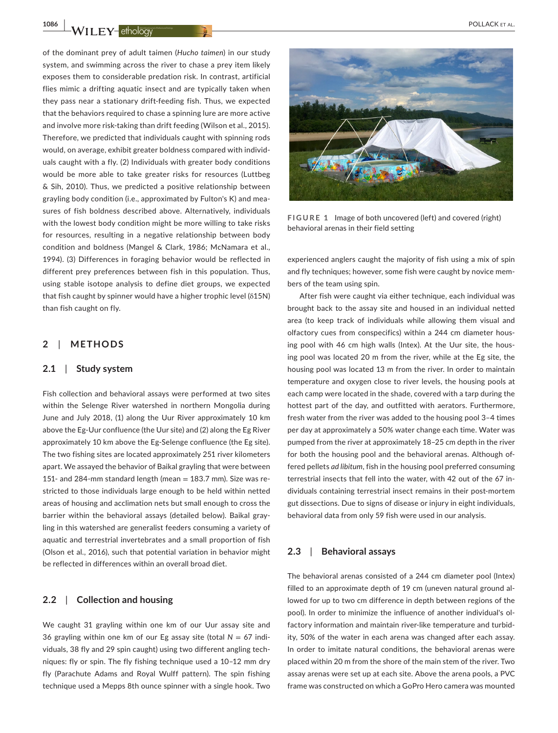of the dominant prey of adult taimen (*Hucho taimen*) in our study system, and swimming across the river to chase a prey item likely exposes them to considerable predation risk. In contrast, artificial flies mimic a drifting aquatic insect and are typically taken when they pass near a stationary drift-feeding fish. Thus, we expected that the behaviors required to chase a spinning lure are more active and involve more risk-taking than drift feeding (Wilson et al., 2015). Therefore, we predicted that individuals caught with spinning rods would, on average, exhibit greater boldness compared with individuals caught with a fly. (2) Individuals with greater body conditions would be more able to take greater risks for resources (Luttbeg & Sih, 2010). Thus, we predicted a positive relationship between grayling body condition (i.e., approximated by Fulton's K) and measures of fish boldness described above. Alternatively, individuals with the lowest body condition might be more willing to take risks for resources, resulting in a negative relationship between body condition and boldness (Mangel & Clark, 1986; McNamara et al., 1994). (3) Differences in foraging behavior would be reflected in different prey preferences between fish in this population. Thus, using stable isotope analysis to define diet groups, we expected that fish caught by spinner would have a higher trophic level (δ15N) than fish caught on fly.

## 2 | METHODS

### 2.1 | Study system

Fish collection and behavioral assays were performed at two sites within the Selenge River watershed in northern Mongolia during June and July 2018, (1) along the Uur River approximately 10 km above the Eg-Uur confluence (the Uur site) and (2) along the Eg River approximately 10 km above the Eg-Selenge confluence (the Eg site). The two fishing sites are located approximately 251 river kilometers apart. We assayed the behavior of Baikal grayling that were between 151- and 284-mm standard length (mean = 183.7 mm). Size was restricted to those individuals large enough to be held within netted areas of housing and acclimation nets but small enough to cross the barrier within the behavioral assays (detailed below). Baikal grayling in this watershed are generalist feeders consuming a variety of aquatic and terrestrial invertebrates and a small proportion of fish (Olson et al., 2016), such that potential variation in behavior might be reflected in differences within an overall broad diet.

### 2.2 | Collection and housing

We caught 31 grayling within one km of our Uur assay site and 36 grayling within one km of our Eg assay site (total $N = 67$ individuals, 38 fly and 29 spin caught) using two different angling techniques: fly or spin. The fly fishing technique used a 10–12 mm dry fly (Parachute Adams and Royal Wulff pattern). The spin fishing technique used a Mepps 8th ounce spinner with a single hook. Two experienced anglers caught the majority of fish using a mix of spin and fly techniques; however, some fish were caught by novice members of the team using spin.

FIGURE 1 Image of both uncovered (left) and covered (right) behavioral arenas in their field setting

After fish were caught via either technique, each individual was brought back to the assay site and housed in an individual netted area (to keep track of individuals while allowing them visual and olfactory cues from conspecifics) within a 244 cm diameter housing pool with 46 cm high walls (Intex). At the Uur site, the housing pool was located 20 m from the river, while at the Eg site, the housing pool was located 13 m from the river. In order to maintain temperature and oxygen close to river levels, the housing pools at each camp were located in the shade, covered with a tarp during the hottest part of the day, and outfitted with aerators. Furthermore, fresh water from the river was added to the housing pool 3–4 times per day at approximately a 50% water change each time. Water was pumped from the river at approximately 18–25 cm depth in the river for both the housing pool and the behavioral arenas. Although offered pellets *ad libitum*, fish in the housing pool preferred consuming terrestrial insects that fell into the water, with 42 out of the 67 individuals containing terrestrial insect remains in their post-mortem gut dissections. Due to signs of disease or injury in eight individuals, behavioral data from only 59 fish were used in our analysis.

### 2.3 | Behavioral assays

The behavioral arenas consisted of a 244 cm diameter pool (Intex) filled to an approximate depth of 19 cm (uneven natural ground allowed for up to two cm difference in depth between regions of the pool). In order to minimize the influence of another individual's olfactory information and maintain river-like temperature and turbidity, 50% of the water in each arena was changed after each assay. In order to imitate natural conditions, the behavioral arenas were placed within 20 m from the shore of the main stem of the river. Two assay arenas were set up at each site. Above the arena pools, a PVC frame was constructed on which a GoPro Hero camera was mounted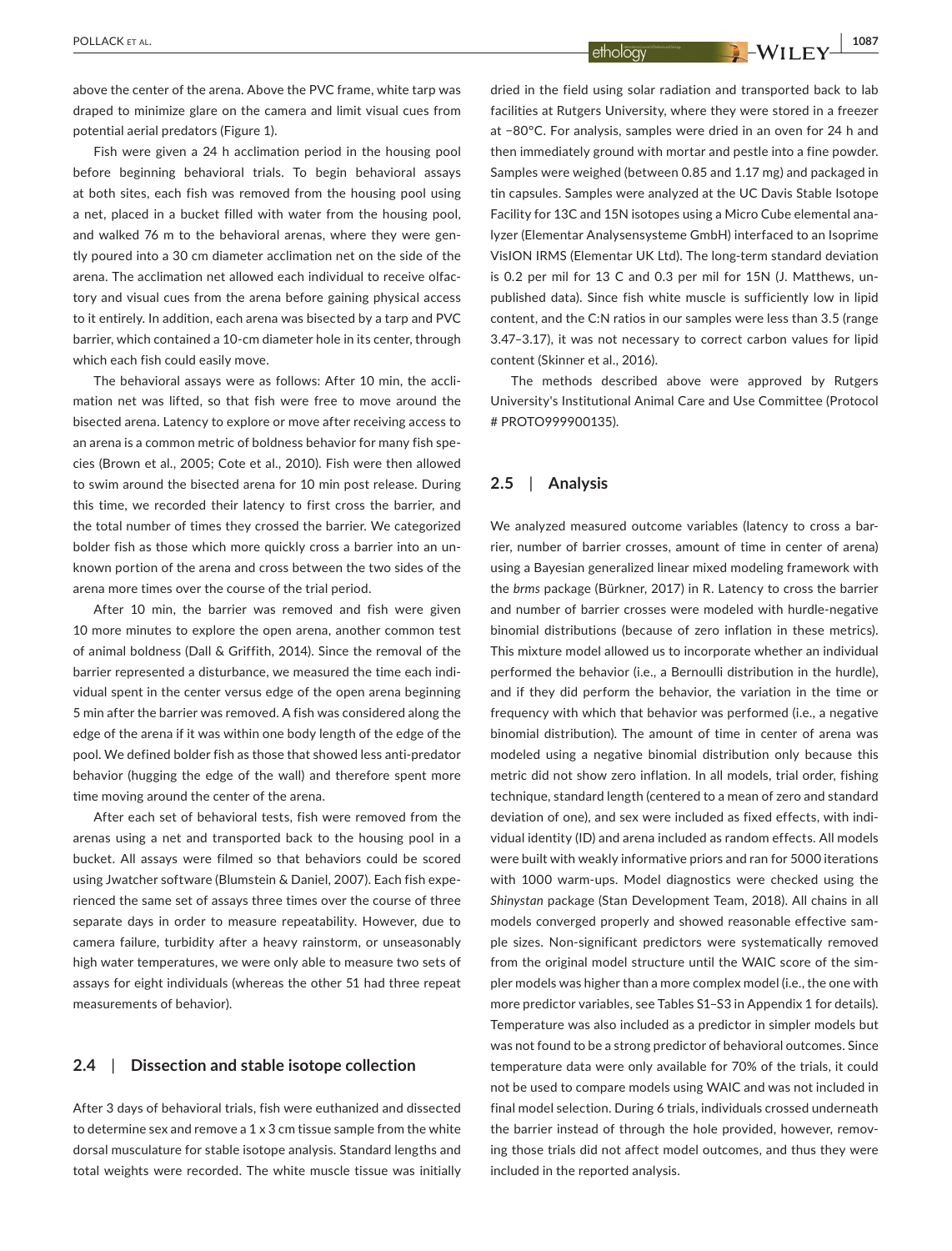above the center of the arena. Above the PVC frame, white tarp was draped to minimize glare on the camera and limit visual cues from potential aerial predators (Figure 1).

Fish were given a 24 h acclimation period in the housing pool before beginning behavioral trials. To begin behavioral assays at both sites, each fish was removed from the housing pool using a net, placed in a bucket filled with water from the housing pool, and walked 76 m to the behavioral arenas, where they were gently poured into a 30 cm diameter acclimation net on the side of the arena. The acclimation net allowed each individual to receive olfactory and visual cues from the arena before gaining physical access to it entirely. In addition, each arena was bisected by a tarp and PVC barrier, which contained a 10-cm diameter hole in its center, through which each fish could easily move.

The behavioral assays were as follows: After 10 min, the acclimation net was lifted, so that fish were free to move around the bisected arena. Latency to explore or move after receiving access to an arena is a common metric of boldness behavior for many fish species (Brown et al., 2005; Cote et al., 2010). Fish were then allowed to swim around the bisected arena for 10 min post release. During this time, we recorded their latency to first cross the barrier, and the total number of times they crossed the barrier. We categorized bolder fish as those which more quickly cross a barrier into an unknown portion of the arena and cross between the two sides of the arena more times over the course of the trial period.

After 10 min, the barrier was removed and fish were given 10 more minutes to explore the open arena, another common test of animal boldness (Dall & Griffith, 2014). Since the removal of the barrier represented a disturbance, we measured the time each individual spent in the center versus edge of the open arena beginning 5 min after the barrier was removed. A fish was considered along the edge of the arena if it was within one body length of the edge of the pool. We defined bolder fish as those that showed less anti-predator behavior (hugging the edge of the wall) and therefore spent more time moving around the center of the arena.

After each set of behavioral tests, fish were removed from the arenas using a net and transported back to the housing pool in a bucket. All assays were filmed so that behaviors could be scored using Jwatcher software (Blumstein & Daniel, 2007). Each fish experienced the same set of assays three times over the course of three separate days in order to measure repeatability. However, due to camera failure, turbidity after a heavy rainstorm, or unseasonably high water temperatures, we were only able to measure two sets of assays for eight individuals (whereas the other 51 had three repeat measurements of behavior).

## 2.4 | Dissection and stable isotope collection

After 3 days of behavioral trials, fish were euthanized and dissected to determine sex and remove a 1 x 3 cm tissue sample from the white dorsal musculature for stable isotope analysis. Standard lengths and total weights were recorded. The white muscle tissue was initially dried in the field using solar radiation and transported back to lab facilities at Rutgers University, where they were stored in a freezer at −80°C. For analysis, samples were dried in an oven for 24 h and then immediately ground with mortar and pestle into a fine powder. Samples were weighed (between 0.85 and 1.17 mg) and packaged in tin capsules. Samples were analyzed at the UC Davis Stable Isotope Facility for 13C and 15N isotopes using a Micro Cube elemental analyzer (Elementar Analysensysteme GmbH) interfaced to an Isoprime VisION IRMS (Elementar UK Ltd). The long-term standard deviation is 0.2 per mil for 13 C and 0.3 per mil for 15N (J. Matthews, unpublished data). Since fish white muscle is sufficiently low in lipid content, and the C:N ratios in our samples were less than 3.5 (range 3.47–3.17), it was not necessary to correct carbon values for lipid content (Skinner et al., 2016).

The methods described above were approved by Rutgers University's Institutional Animal Care and Use Committee (Protocol # PROTO999900135).

## 2.5 | Analysis

We analyzed measured outcome variables (latency to cross a barrier, number of barrier crosses, amount of time in center of arena) using a Bayesian generalized linear mixed modeling framework with the *brms* package (Bürkner, 2017) in R. Latency to cross the barrier and number of barrier crosses were modeled with hurdle-negative binomial distributions (because of zero inflation in these metrics). This mixture model allowed us to incorporate whether an individual performed the behavior (i.e., a Bernoulli distribution in the hurdle), and if they did perform the behavior, the variation in the time or frequency with which that behavior was performed (i.e., a negative binomial distribution). The amount of time in center of arena was modeled using a negative binomial distribution only because this metric did not show zero inflation. In all models, trial order, fishing technique, standard length (centered to a mean of zero and standard deviation of one), and sex were included as fixed effects, with individual identity (ID) and arena included as random effects. All models were built with weakly informative priors and ran for 5000 iterations with 1000 warm-ups. Model diagnostics were checked using the *Shinystan* package (Stan Development Team, 2018). All chains in all models converged properly and showed reasonable effective sample sizes. Non-significant predictors were systematically removed from the original model structure until the WAIC score of the simpler models was higher than a more complex model (i.e., the one with more predictor variables, see Tables S1–S3 in Appendix 1 for details). Temperature was also included as a predictor in simpler models but was not found to be a strong predictor of behavioral outcomes. Since temperature data were only available for 70% of the trials, it could not be used to compare models using WAIC and was not included in final model selection. During 6 trials, individuals crossed underneath the barrier instead of through the hole provided, however, removing those trials did not affect model outcomes, and thus they were included in the reported analysis.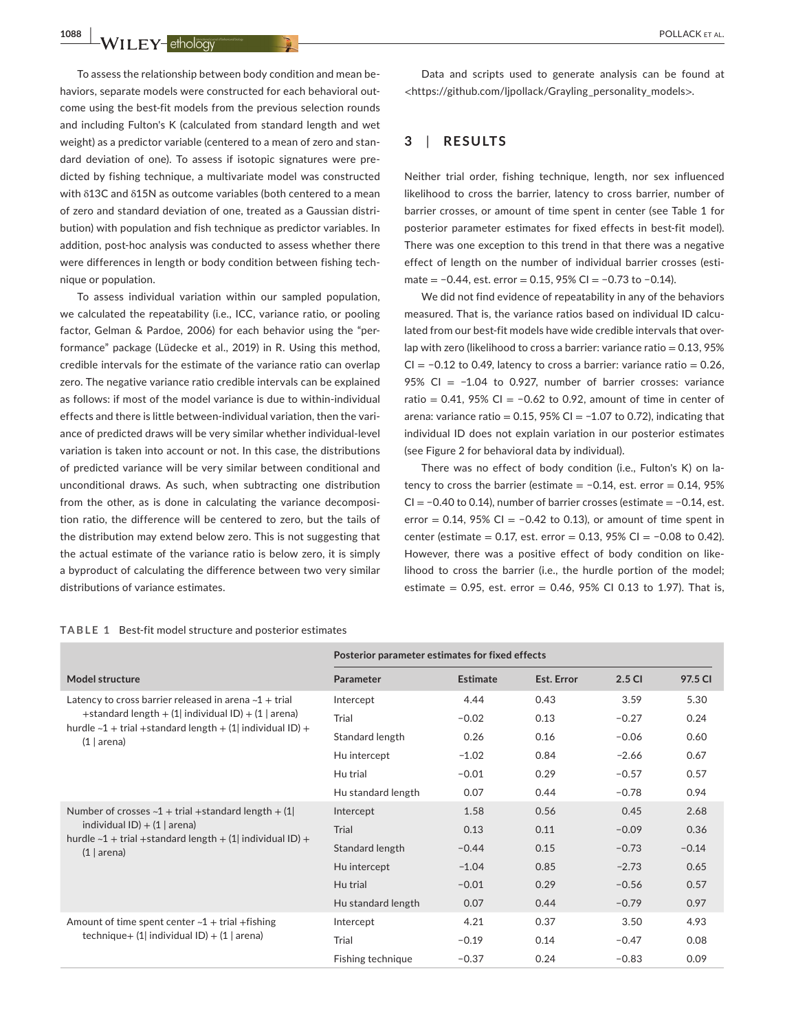To assess the relationship between body condition and mean behaviors, separate models were constructed for each behavioral outcome using the best-fit models from the previous selection rounds and including Fulton's K (calculated from standard length and wet weight) as a predictor variable (centered to a mean of zero and standard deviation of one). To assess if isotopic signatures were predicted by fishing technique, a multivariate model was constructed with δ13C and δ15N as outcome variables (both centered to a mean of zero and standard deviation of one, treated as a Gaussian distribution) with population and fish technique as predictor variables. In addition, post-hoc analysis was conducted to assess whether there were differences in length or body condition between fishing technique or population.

To assess individual variation within our sampled population, we calculated the repeatability (i.e., ICC, variance ratio, or pooling factor, Gelman & Pardoe, 2006) for each behavior using the "performance" package (Lüdecke et al., 2019) in R. Using this method, credible intervals for the estimate of the variance ratio can overlap zero. The negative variance ratio credible intervals can be explained as follows: if most of the model variance is due to within-individual effects and there is little between-individual variation, then the variance of predicted draws will be very similar whether individual-level variation is taken into account or not. In this case, the distributions of predicted variance will be very similar between conditional and unconditional draws. As such, when subtracting one distribution from the other, as is done in calculating the variance decomposition ratio, the difference will be centered to zero, but the tails of the distribution may extend below zero. This is not suggesting that the actual estimate of the variance ratio is below zero, it is simply a byproduct of calculating the difference between two very similar distributions of variance estimates.

Data and scripts used to generate analysis can be found at <https://github.com/ljpollack/Grayling_personality_models>.

## 3 | RESULTS

Neither trial order, fishing technique, length, nor sex influenced likelihood to cross the barrier, latency to cross barrier, number of barrier crosses, or amount of time spent in center (see Table 1 for posterior parameter estimates for fixed effects in best-fit model). There was one exception to this trend in that there was a negative effect of length on the number of individual barrier crosses (estimate = −0.44, est. error = 0.15, 95% CI = −0.73 to −0.14).

We did not find evidence of repeatability in any of the behaviors measured. That is, the variance ratios based on individual ID calculated from our best-fit models have wide credible intervals that overlap with zero (likelihood to cross a barrier: variance ratio = 0.13, 95% CI = −0.12 to 0.49, latency to cross a barrier: variance ratio = 0.26, 95% CI = −1.04 to 0.927, number of barrier crosses: variance ratio = 0.41, 95% CI = −0.62 to 0.92, amount of time in center of arena: variance ratio = 0.15, 95% CI = −1.07 to 0.72), indicating that individual ID does not explain variation in our posterior estimates (see Figure 2 for behavioral data by individual).

There was no effect of body condition (i.e., Fulton's K) on latency to cross the barrier (estimate = −0.14, est. error = 0.14, 95% CI = −0.40 to 0.14), number of barrier crosses (estimate = −0.14, est. error = 0.14, 95% CI = −0.42 to 0.13), or amount of time spent in center (estimate = 0.17, est. error = 0.13, 95% CI = −0.08 to 0.42). However, there was a positive effect of body condition on likelihood to cross the barrier (i.e., the hurdle portion of the model; estimate = 0.95, est. error = 0.46, 95% CI 0.13 to 1.97). That is,

**TABLE 1** Best-fit model structure and posterior estimates

| | Posterior parameter estimates for fixed effects | | | | |
|---|---|---|---|---|---|
| **Model structure** | **Parameter** | **Estimate** | **Est. Error** | **2.5 CI** | **97.5 CI** |
| Latency to cross barrier released in arena ~1 + trial +standard length + (1\| individual ID) + (1 \| arena) hurdle ~1 + trial +standard length + (1\| individual ID) + (1 \| arena) | Intercept | 4.44 | 0.43 | 3.59 | 5.30 |
| | Trial | −0.02 | 0.13 | −0.27 | 0.24 |
| | Standard length | 0.26 | 0.16 | −0.06 | 0.60 |
| | Hu intercept | −1.02 | 0.84 | −2.66 | 0.67 |
| | Hu trial | −0.01 | 0.29 | −0.57 | 0.57 |
| | Hu standard length | 0.07 | 0.44 | −0.78 | 0.94 |
| Number of crosses ~1 + trial +standard length + (1\| individual ID) + (1 \| arena) hurdle ~1 + trial +standard length + (1\| individual ID) + (1 \| arena) | Intercept | 1.58 | 0.56 | 0.45 | 2.68 |
| | Trial | 0.13 | 0.11 | −0.09 | 0.36 |
| | Standard length | −0.44 | 0.15 | −0.73 | −0.14 |
| | Hu intercept | −1.04 | 0.85 | −2.73 | 0.65 |
| | Hu trial | −0.01 | 0.29 | −0.56 | 0.57 |
| | Hu standard length | 0.07 | 0.44 | −0.79 | 0.97 |
| Amount of time spent center ~1 + trial +fishing technique+ (1\| individual ID) + (1 \| arena) | Intercept | 4.21 | 0.37 | 3.50 | 4.93 |
| | Trial | −0.19 | 0.14 | −0.47 | 0.08 |
| | Fishing technique | −0.37 | 0.24 | −0.83 | 0.09 |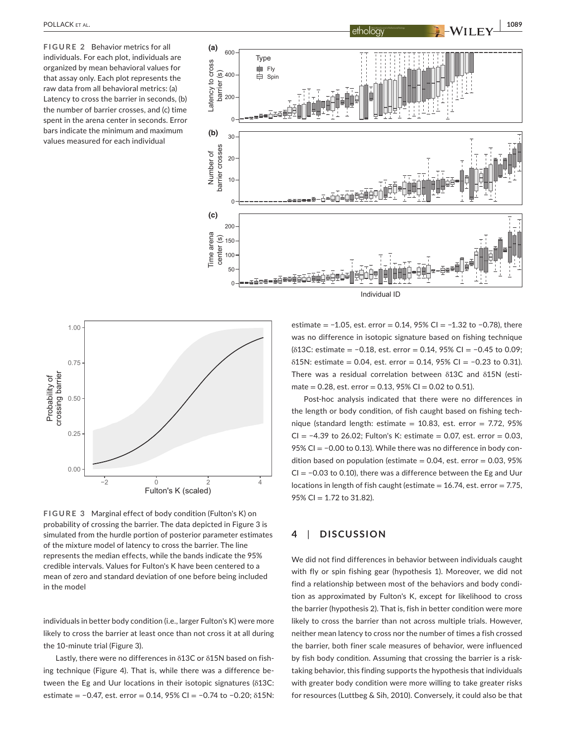**FIGURE 2** Behavior metrics for all individuals. For each plot, individuals are organized by mean behavioral values for that assay only. Each plot represents the raw data from all behavioral metrics: (a) Latency to cross the barrier in seconds, (b) the number of barrier crosses, and (c) time spent in the arena center in seconds. Error bars indicate the minimum and maximum values measured for each individual

**FIGURE 3** Marginal effect of body condition (Fulton's K) on probability of crossing the barrier. The data depicted in Figure 3 is simulated from the hurdle portion of posterior parameter estimates of the mixture model of latency to cross the barrier. The line represents the median effects, while the bands indicate the 95% credible intervals. Values for Fulton's K have been centered to a mean of zero and standard deviation of one before being included in the model

individuals in better body condition (i.e., larger Fulton's K) were more likely to cross the barrier at least once than not cross it at all during the 10-minute trial (Figure 3).

Lastly, there were no differences in δ13C or δ15N based on fishing technique (Figure 4). That is, while there was a difference between the Eg and Uur locations in their isotopic signatures (δ13C: estimate = −0.47, est. error = 0.14, 95% CI = −0.74 to −0.20; δ15N: estimate = −1.05, est. error = 0.14, 95% CI = −1.32 to −0.78), there was no difference in isotopic signature based on fishing technique (δ13C: estimate = −0.18, est. error = 0.14, 95% CI = −0.45 to 0.09; δ15N: estimate = 0.04, est. error = 0.14, 95% CI = −0.23 to 0.31). There was a residual correlation between δ13C and δ15N (estimate = 0.28, est. error = 0.13, 95% CI = 0.02 to 0.51).

Post-hoc analysis indicated that there were no differences in the length or body condition, of fish caught based on fishing technique (standard length: estimate = 10.83, est. error = 7.72, 95% CI = −4.39 to 26.02; Fulton's K: estimate = 0.07, est. error = 0.03, 95% CI = −0.00 to 0.13). While there was no difference in body condition based on population (estimate = 0.04, est. error = 0.03, 95% CI = −0.03 to 0.10), there was a difference between the Eg and Uur locations in length of fish caught (estimate = 16.74, est. error = 7.75, 95% CI = 1.72 to 31.82).

## 4 | DISCUSSION

We did not find differences in behavior between individuals caught with fly or spin fishing gear (hypothesis 1). Moreover, we did not find a relationship between most of the behaviors and body condition as approximated by Fulton's K, except for likelihood to cross the barrier (hypothesis 2). That is, fish in better condition were more likely to cross the barrier than not across multiple trials. However, neither mean latency to cross nor the number of times a fish crossed the barrier, both finer scale measures of behavior, were influenced by fish body condition. Assuming that crossing the barrier is a risk-taking behavior, this finding supports the hypothesis that individuals with greater body condition were more willing to take greater risks for resources (Luttbeg & Sih, 2010). Conversely, it could also be that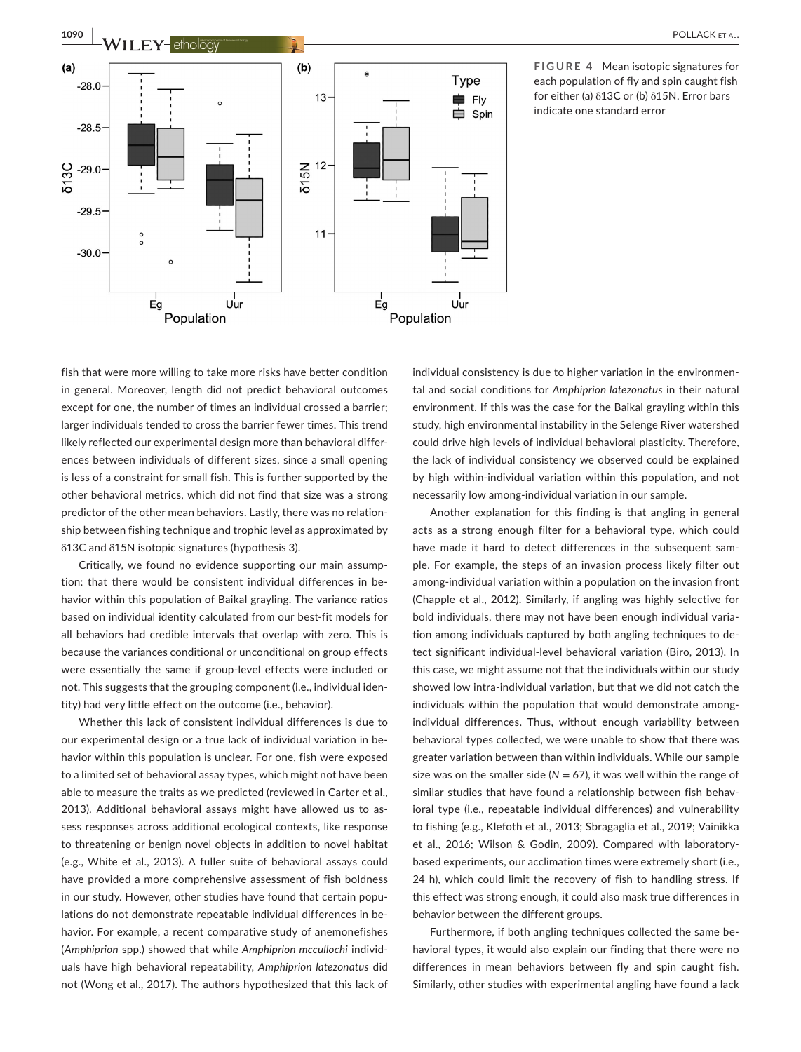**FIGURE 4** Mean isotopic signatures for each population of fly and spin caught fish for either (a) δ13C or (b) δ15N. Error bars indicate one standard error

fish that were more willing to take more risks have better condition in general. Moreover, length did not predict behavioral outcomes except for one, the number of times an individual crossed a barrier; larger individuals tended to cross the barrier fewer times. This trend likely reflected our experimental design more than behavioral differences between individuals of different sizes, since a small opening is less of a constraint for small fish. This is further supported by the other behavioral metrics, which did not find that size was a strong predictor of the other mean behaviors. Lastly, there was no relationship between fishing technique and trophic level as approximated by δ13C and δ15N isotopic signatures (hypothesis 3).

Critically, we found no evidence supporting our main assumption: that there would be consistent individual differences in behavior within this population of Baikal grayling. The variance ratios based on individual identity calculated from our best-fit models for all behaviors had credible intervals that overlap with zero. This is because the variances conditional or unconditional on group effects were essentially the same if group-level effects were included or not. This suggests that the grouping component (i.e., individual identity) had very little effect on the outcome (i.e., behavior).

Whether this lack of consistent individual differences is due to our experimental design or a true lack of individual variation in behavior within this population is unclear. For one, fish were exposed to a limited set of behavioral assay types, which might not have been able to measure the traits as we predicted (reviewed in Carter et al., 2013). Additional behavioral assays might have allowed us to assess responses across additional ecological contexts, like response to threatening or benign novel objects in addition to novel habitat (e.g., White et al., 2013). A fuller suite of behavioral assays could have provided a more comprehensive assessment of fish boldness in our study. However, other studies have found that certain populations do not demonstrate repeatable individual differences in behavior. For example, a recent comparative study of anemonefishes (*Amphiprion* spp.) showed that while *Amphiprion mccullochi* individuals have high behavioral repeatability, *Amphiprion latezonatus* did not (Wong et al., 2017). The authors hypothesized that this lack of individual consistency is due to higher variation in the environmental and social conditions for *Amphiprion latezonatus* in their natural environment. If this was the case for the Baikal grayling within this study, high environmental instability in the Selenge River watershed could drive high levels of individual behavioral plasticity. Therefore, the lack of individual consistency we observed could be explained by high within-individual variation within this population, and not necessarily low among-individual variation in our sample.

Another explanation for this finding is that angling in general acts as a strong enough filter for a behavioral type, which could have made it hard to detect differences in the subsequent sample. For example, the steps of an invasion process likely filter out among-individual variation within a population on the invasion front (Chapple et al., 2012). Similarly, if angling was highly selective for bold individuals, there may not have been enough individual variation among individuals captured by both angling techniques to detect significant individual-level behavioral variation (Biro, 2013). In this case, we might assume not that the individuals within our study showed low intra-individual variation, but that we did not catch the individuals within the population that would demonstrate among-individual differences. Thus, without enough variability between behavioral types collected, we were unable to show that there was greater variation between than within individuals. While our sample size was on the smaller side ($N = 67$), it was well within the range of similar studies that have found a relationship between fish behavioral type (i.e., repeatable individual differences) and vulnerability to fishing (e.g., Klefoth et al., 2013; Sbragaglia et al., 2019; Vainikka et al., 2016; Wilson & Godin, 2009). Compared with laboratory-based experiments, our acclimation times were extremely short (i.e., 24 h), which could limit the recovery of fish to handling stress. If this effect was strong enough, it could also mask true differences in behavior between the different groups.

Furthermore, if both angling techniques collected the same behavioral types, it would also explain our finding that there were no differences in mean behaviors between fly and spin caught fish. Similarly, other studies with experimental angling have found a lack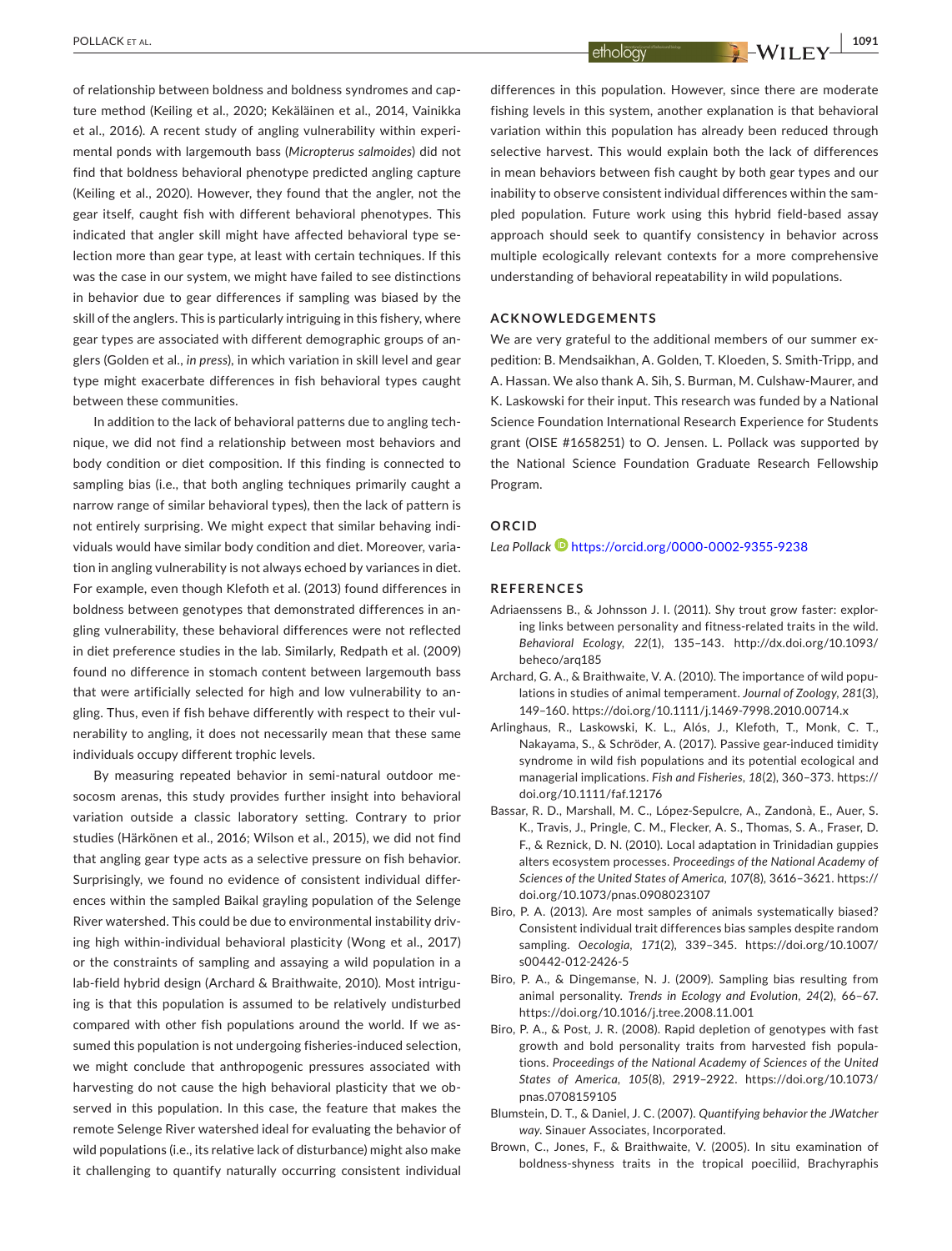of relationship between boldness and boldness syndromes and capture method (Keiling et al., 2020; Kekäläinen et al., 2014, Vainikka et al., 2016). A recent study of angling vulnerability within experimental ponds with largemouth bass (*Micropterus salmoides*) did not find that boldness behavioral phenotype predicted angling capture (Keiling et al., 2020). However, they found that the angler, not the gear itself, caught fish with different behavioral phenotypes. This indicated that angler skill might have affected behavioral type selection more than gear type, at least with certain techniques. If this was the case in our system, we might have failed to see distinctions in behavior due to gear differences if sampling was biased by the skill of the anglers. This is particularly intriguing in this fishery, where gear types are associated with different demographic groups of anglers (Golden et al., *in press*), in which variation in skill level and gear type might exacerbate differences in fish behavioral types caught between these communities.

In addition to the lack of behavioral patterns due to angling technique, we did not find a relationship between most behaviors and body condition or diet composition. If this finding is connected to sampling bias (i.e., that both angling techniques primarily caught a narrow range of similar behavioral types), then the lack of pattern is not entirely surprising. We might expect that similar behaving individuals would have similar body condition and diet. Moreover, variation in angling vulnerability is not always echoed by variances in diet. For example, even though Klefoth et al. (2013) found differences in boldness between genotypes that demonstrated differences in angling vulnerability, these behavioral differences were not reflected in diet preference studies in the lab. Similarly, Redpath et al. (2009) found no difference in stomach content between largemouth bass that were artificially selected for high and low vulnerability to angling. Thus, even if fish behave differently with respect to their vulnerability to angling, it does not necessarily mean that these same individuals occupy different trophic levels.

By measuring repeated behavior in semi-natural outdoor mesocosm arenas, this study provides further insight into behavioral variation outside a classic laboratory setting. Contrary to prior studies (Härkönen et al., 2016; Wilson et al., 2015), we did not find that angling gear type acts as a selective pressure on fish behavior. Surprisingly, we found no evidence of consistent individual differences within the sampled Baikal grayling population of the Selenge River watershed. This could be due to environmental instability driving high within-individual behavioral plasticity (Wong et al., 2017) or the constraints of sampling and assaying a wild population in a lab-field hybrid design (Archard & Braithwaite, 2010). Most intriguing is that this population is assumed to be relatively undisturbed compared with other fish populations around the world. If we assumed this population is not undergoing fisheries-induced selection, we might conclude that anthropogenic pressures associated with harvesting do not cause the high behavioral plasticity that we observed in this population. In this case, the feature that makes the remote Selenge River watershed ideal for evaluating the behavior of wild populations (i.e., its relative lack of disturbance) might also make it challenging to quantify naturally occurring consistent individual differences in this population. However, since there are moderate fishing levels in this system, another explanation is that behavioral variation within this population has already been reduced through selective harvest. This would explain both the lack of differences in mean behaviors between fish caught by both gear types and our inability to observe consistent individual differences within the sampled population. Future work using this hybrid field-based assay approach should seek to quantify consistency in behavior across multiple ecologically relevant contexts for a more comprehensive understanding of behavioral repeatability in wild populations.

## ACKNOWLEDGEMENTS

We are very grateful to the additional members of our summer expedition: B. Mendsaikhan, A. Golden, T. Kloeden, S. Smith-Tripp, and A. Hassan. We also thank A. Sih, S. Burman, M. Culshaw-Maurer, and K. Laskowski for their input. This research was funded by a National Science Foundation International Research Experience for Students grant (OISE #1658251) to O. Jensen. L. Pollack was supported by the National Science Foundation Graduate Research Fellowship Program.

## ORCID

*Lea Pollack* https://orcid.org/0000-0002-9355-9238

## REFERENCES

Adriaenssens B., & Johnsson J. I. (2011). Shy trout grow faster: exploring links between personality and fitness-related traits in the wild. *Behavioral Ecology*, *22*(1), 135–143. http://dx.doi.org/10.1093/beheco/arq185

Archard, G. A., & Braithwaite, V. A. (2010). The importance of wild populations in studies of animal temperament. *Journal of Zoology*, *281*(3), 149–160. https://doi.org/10.1111/j.1469-7998.2010.00714.x

Arlinghaus, R., Laskowski, K. L., Alós, J., Klefoth, T., Monk, C. T., Nakayama, S., & Schröder, A. (2017). Passive gear-induced timidity syndrome in wild fish populations and its potential ecological and managerial implications. *Fish and Fisheries*, *18*(2), 360–373. https://doi.org/10.1111/faf.12176

Bassar, R. D., Marshall, M. C., López-Sepulcre, A., Zandonà, E., Auer, S. K., Travis, J., Pringle, C. M., Flecker, A. S., Thomas, S. A., Fraser, D. F., & Reznick, D. N. (2010). Local adaptation in Trinidadian guppies alters ecosystem processes. *Proceedings of the National Academy of Sciences of the United States of America*, *107*(8), 3616–3621. https://doi.org/10.1073/pnas.0908023107

Biro, P. A. (2013). Are most samples of animals systematically biased? Consistent individual trait differences bias samples despite random sampling. *Oecologia*, *171*(2), 339–345. https://doi.org/10.1007/s00442-012-2426-5

Biro, P. A., & Dingemanse, N. J. (2009). Sampling bias resulting from animal personality. *Trends in Ecology and Evolution*, *24*(2), 66–67. https://doi.org/10.1016/j.tree.2008.11.001

Biro, P. A., & Post, J. R. (2008). Rapid depletion of genotypes with fast growth and bold personality traits from harvested fish populations. *Proceedings of the National Academy of Sciences of the United States of America*, *105*(8), 2919–2922. https://doi.org/10.1073/pnas.0708159105

Blumstein, D. T., & Daniel, J. C. (2007). *Quantifying behavior the JWatcher way*. Sinauer Associates, Incorporated.

Brown, C., Jones, F., & Braithwaite, V. (2005). In situ examination of boldness-shyness traits in the tropical poeciliid, Brachyraphis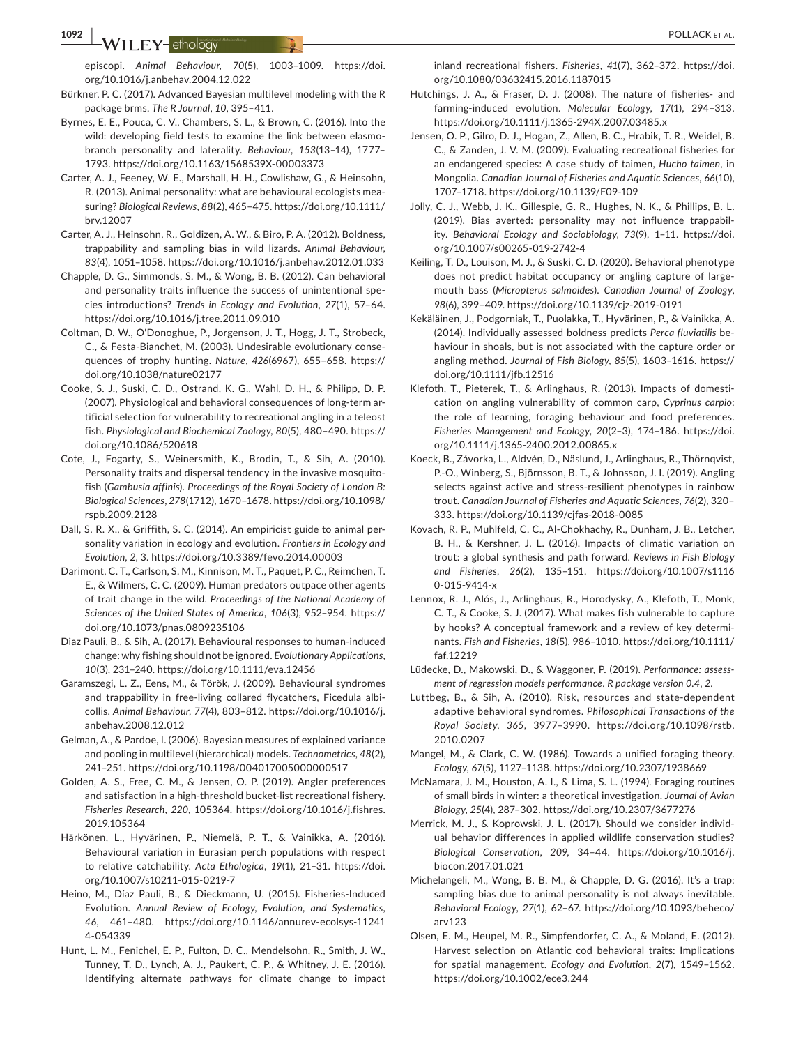episcopi. *Animal Behaviour*, *70*(5), 1003–1009. https://doi.org/10.1016/j.anbehav.2004.12.022

Bürkner, P. C. (2017). Advanced Bayesian multilevel modeling with the R package brms. *The R Journal*, *10*, 395–411.

Byrnes, E. E., Pouca, C. V., Chambers, S. L., & Brown, C. (2016). Into the wild: developing field tests to examine the link between elasmobranch personality and laterality. *Behaviour*, *153*(13–14), 1777–1793. https://doi.org/10.1163/1568539X-00003373

Carter, A. J., Feeney, W. E., Marshall, H. H., Cowlishaw, G., & Heinsohn, R. (2013). Animal personality: what are behavioural ecologists measuring? *Biological Reviews*, *88*(2), 465–475. https://doi.org/10.1111/brv.12007

Carter, A. J., Heinsohn, R., Goldizen, A. W., & Biro, P. A. (2012). Boldness, trappability and sampling bias in wild lizards. *Animal Behaviour*, *83*(4), 1051–1058. https://doi.org/10.1016/j.anbehav.2012.01.033

Chapple, D. G., Simmonds, S. M., & Wong, B. B. (2012). Can behavioral and personality traits influence the success of unintentional species introductions? *Trends in Ecology and Evolution*, *27*(1), 57–64. https://doi.org/10.1016/j.tree.2011.09.010

Coltman, D. W., O'Donoghue, P., Jorgenson, J. T., Hogg, J. T., Strobeck, C., & Festa-Bianchet, M. (2003). Undesirable evolutionary consequences of trophy hunting. *Nature*, *426*(6967), 655–658. https://doi.org/10.1038/nature02177

Cooke, S. J., Suski, C. D., Ostrand, K. G., Wahl, D. H., & Philipp, D. P. (2007). Physiological and behavioral consequences of long-term artificial selection for vulnerability to recreational angling in a teleost fish. *Physiological and Biochemical Zoology*, *80*(5), 480–490. https://doi.org/10.1086/520618

Cote, J., Fogarty, S., Weinersmith, K., Brodin, T., & Sih, A. (2010). Personality traits and dispersal tendency in the invasive mosquitofish (*Gambusia affinis*). *Proceedings of the Royal Society of London B: Biological Sciences*, *278*(1712), 1670–1678. https://doi.org/10.1098/rspb.2009.2128

Dall, S. R. X., & Griffith, S. C. (2014). An empiricist guide to animal personality variation in ecology and evolution. *Frontiers in Ecology and Evolution*, *2*, 3. https://doi.org/10.3389/fevo.2014.00003

Darimont, C. T., Carlson, S. M., Kinnison, M. T., Paquet, P. C., Reimchen, T. E., & Wilmers, C. C. (2009). Human predators outpace other agents of trait change in the wild. *Proceedings of the National Academy of Sciences of the United States of America*, *106*(3), 952–954. https://doi.org/10.1073/pnas.0809235106

Diaz Pauli, B., & Sih, A. (2017). Behavioural responses to human-induced change: why fishing should not be ignored. *Evolutionary Applications*, *10*(3), 231–240. https://doi.org/10.1111/eva.12456

Garamszegi, L. Z., Eens, M., & Török, J. (2009). Behavioural syndromes and trappability in free-living collared flycatchers, Ficedula albicollis. *Animal Behaviour*, *77*(4), 803–812. https://doi.org/10.1016/j.anbehav.2008.12.012

Gelman, A., & Pardoe, I. (2006). Bayesian measures of explained variance and pooling in multilevel (hierarchical) models. *Technometrics*, *48*(2), 241–251. https://doi.org/10.1198/004017005000000517

Golden, A. S., Free, C. M., & Jensen, O. P. (2019). Angler preferences and satisfaction in a high-threshold bucket-list recreational fishery. *Fisheries Research*, *220*, 105364. https://doi.org/10.1016/j.fishres.2019.105364

Härkönen, L., Hyvärinen, P., Niemelä, P. T., & Vainikka, A. (2016). Behavioural variation in Eurasian perch populations with respect to relative catchability. *Acta Ethologica*, *19*(1), 21–31. https://doi.org/10.1007/s10211-015-0219-7

Heino, M., Díaz Pauli, B., & Dieckmann, U. (2015). Fisheries-Induced Evolution. *Annual Review of Ecology, Evolution, and Systematics*, *46*, 461–480. https://doi.org/10.1146/annurev-ecolsys-112414-054339

Hunt, L. M., Fenichel, E. P., Fulton, D. C., Mendelsohn, R., Smith, J. W., Tunney, T. D., Lynch, A. J., Paukert, C. P., & Whitney, J. E. (2016). Identifying alternate pathways for climate change to impact inland recreational fishers. *Fisheries*, *41*(7), 362–372. https://doi.org/10.1080/03632415.2016.1187015

Hutchings, J. A., & Fraser, D. J. (2008). The nature of fisheries- and farming-induced evolution. *Molecular Ecology*, *17*(1), 294–313. https://doi.org/10.1111/j.1365-294X.2007.03485.x

Jensen, O. P., Gilro, D. J., Hogan, Z., Allen, B. C., Hrabik, T. R., Weidel, B. C., & Zanden, J. V. M. (2009). Evaluating recreational fisheries for an endangered species: A case study of taimen, *Hucho taimen*, in Mongolia. *Canadian Journal of Fisheries and Aquatic Sciences*, *66*(10), 1707–1718. https://doi.org/10.1139/F09-109

Jolly, C. J., Webb, J. K., Gillespie, G. R., Hughes, N. K., & Phillips, B. L. (2019). Bias averted: personality may not influence trappability. *Behavioral Ecology and Sociobiology*, *73*(9), 1–11. https://doi.org/10.1007/s00265-019-2742-4

Keiling, T. D., Louison, M. J., & Suski, C. D. (2020). Behavioral phenotype does not predict habitat occupancy or angling capture of largemouth bass (*Micropterus salmoides*). *Canadian Journal of Zoology*, *98*(6), 399–409. https://doi.org/10.1139/cjz-2019-0191

Kekäläinen, J., Podgorniak, T., Puolakka, T., Hyvärinen, P., & Vainikka, A. (2014). Individually assessed boldness predicts *Perca fluviatilis* behaviour in shoals, but is not associated with the capture order or angling method. *Journal of Fish Biology*, *85*(5), 1603–1616. https://doi.org/10.1111/jfb.12516

Klefoth, T., Pieterek, T., & Arlinghaus, R. (2013). Impacts of domestication on angling vulnerability of common carp, *Cyprinus carpio*: the role of learning, foraging behaviour and food preferences. *Fisheries Management and Ecology*, *20*(2–3), 174–186. https://doi.org/10.1111/j.1365-2400.2012.00865.x

Koeck, B., Závorka, L., Aldvén, D., Näslund, J., Arlinghaus, R., Thörnqvist, P.-O., Winberg, S., Björnsson, B. T., & Johnsson, J. I. (2019). Angling selects against active and stress-resilient phenotypes in rainbow trout. *Canadian Journal of Fisheries and Aquatic Sciences*, *76*(2), 320–333. https://doi.org/10.1139/cjfas-2018-0085

Kovach, R. P., Muhlfeld, C. C., Al-Chokhachy, R., Dunham, J. B., Letcher, B. H., & Kershner, J. L. (2016). Impacts of climatic variation on trout: a global synthesis and path forward. *Reviews in Fish Biology and Fisheries*, *26*(2), 135–151. https://doi.org/10.1007/s11160-015-9414-x

Lennox, R. J., Alós, J., Arlinghaus, R., Horodysky, A., Klefoth, T., Monk, C. T., & Cooke, S. J. (2017). What makes fish vulnerable to capture by hooks? A conceptual framework and a review of key determinants. *Fish and Fisheries*, *18*(5), 986–1010. https://doi.org/10.1111/faf.12219

Lüdecke, D., Makowski, D., & Waggoner, P. (2019). *Performance: assessment of regression models performance. R package version 0.4, 2*.

Luttbeg, B., & Sih, A. (2010). Risk, resources and state-dependent adaptive behavioral syndromes. *Philosophical Transactions of the Royal Society*, *365*, 3977–3990. https://doi.org/10.1098/rstb.2010.0207

Mangel, M., & Clark, C. W. (1986). Towards a unified foraging theory. *Ecology*, *67*(5), 1127–1138. https://doi.org/10.2307/1938669

McNamara, J. M., Houston, A. I., & Lima, S. L. (1994). Foraging routines of small birds in winter: a theoretical investigation. *Journal of Avian Biology*, *25*(4), 287–302. https://doi.org/10.2307/3677276

Merrick, M. J., & Koprowski, J. L. (2017). Should we consider individual behavior differences in applied wildlife conservation studies? *Biological Conservation*, *209*, 34–44. https://doi.org/10.1016/j.biocon.2017.01.021

Michelangeli, M., Wong, B. B. M., & Chapple, D. G. (2016). It's a trap: sampling bias due to animal personality is not always inevitable. *Behavioral Ecology*, *27*(1), 62–67. https://doi.org/10.1093/beheco/arv123

Olsen, E. M., Heupel, M. R., Simpfendorfer, C. A., & Moland, E. (2012). Harvest selection on Atlantic cod behavioral traits: Implications for spatial management. *Ecology and Evolution*, *2*(7), 1549–1562. https://doi.org/10.1002/ece3.244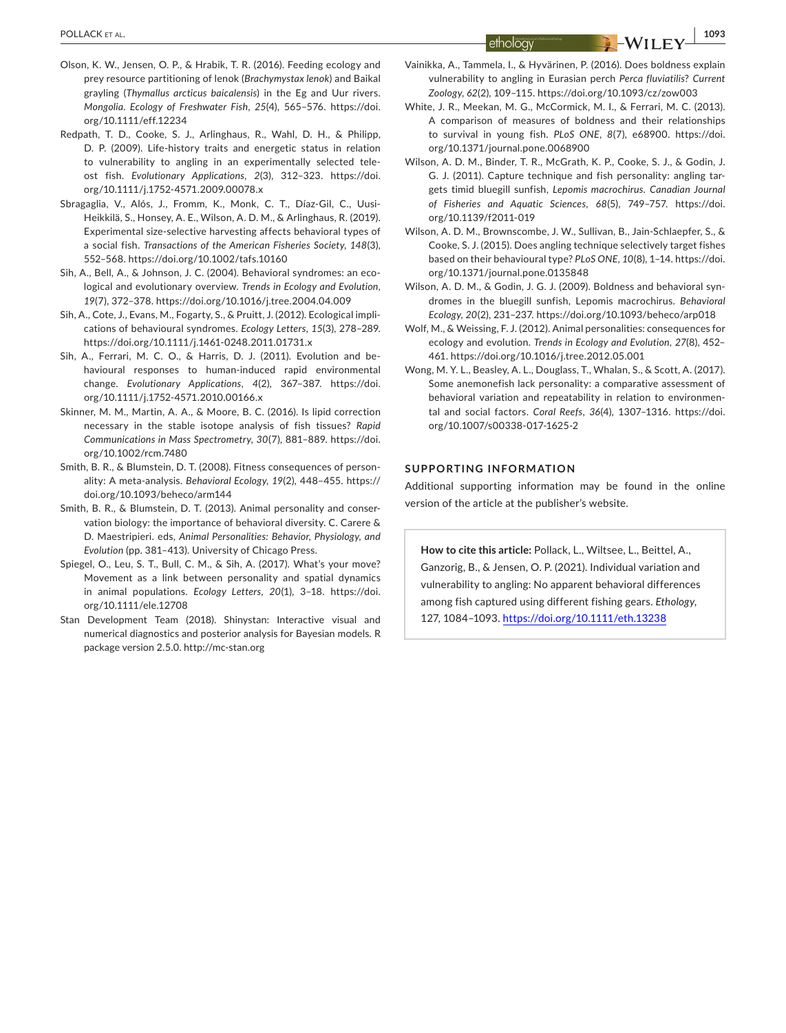Olson, K. W., Jensen, O. P., & Hrabik, T. R. (2016). Feeding ecology and prey resource partitioning of lenok (*Brachymystax lenok*) and Baikal grayling (*Thymallus arcticus baicalensis*) in the Eg and Uur rivers. *Mongolia*. *Ecology of Freshwater Fish*, *25*(4), 565–576. https://doi.org/10.1111/eff.12234

Redpath, T. D., Cooke, S. J., Arlinghaus, R., Wahl, D. H., & Philipp, D. P. (2009). Life-history traits and energetic status in relation to vulnerability to angling in an experimentally selected teleost fish. *Evolutionary Applications*, *2*(3), 312–323. https://doi.org/10.1111/j.1752-4571.2009.00078.x

Sbragaglia, V., Alós, J., Fromm, K., Monk, C. T., Díaz-Gil, C., Uusi-Heikkilä, S., Honsey, A. E., Wilson, A. D. M., & Arlinghaus, R. (2019). Experimental size-selective harvesting affects behavioral types of a social fish. *Transactions of the American Fisheries Society*, *148*(3), 552–568. https://doi.org/10.1002/tafs.10160

Sih, A., Bell, A., & Johnson, J. C. (2004). Behavioral syndromes: an ecological and evolutionary overview. *Trends in Ecology and Evolution*, *19*(7), 372–378. https://doi.org/10.1016/j.tree.2004.04.009

Sih, A., Cote, J., Evans, M., Fogarty, S., & Pruitt, J. (2012). Ecological implications of behavioural syndromes. *Ecology Letters*, *15*(3), 278–289. https://doi.org/10.1111/j.1461-0248.2011.01731.x

Sih, A., Ferrari, M. C. O., & Harris, D. J. (2011). Evolution and behavioural responses to human-induced rapid environmental change. *Evolutionary Applications*, *4*(2), 367–387. https://doi.org/10.1111/j.1752-4571.2010.00166.x

Skinner, M. M., Martin, A. A., & Moore, B. C. (2016). Is lipid correction necessary in the stable isotope analysis of fish tissues? *Rapid Communications in Mass Spectrometry*, *30*(7), 881–889. https://doi.org/10.1002/rcm.7480

Smith, B. R., & Blumstein, D. T. (2008). Fitness consequences of personality: A meta-analysis. *Behavioral Ecology*, *19*(2), 448–455. https://doi.org/10.1093/beheco/arm144

Smith, B. R., & Blumstein, D. T. (2013). Animal personality and conservation biology: the importance of behavioral diversity. C. Carere & D. Maestripieri. eds, *Animal Personalities: Behavior, Physiology, and Evolution* (pp. 381–413). University of Chicago Press.

Spiegel, O., Leu, S. T., Bull, C. M., & Sih, A. (2017). What's your move? Movement as a link between personality and spatial dynamics in animal populations. *Ecology Letters*, *20*(1), 3–18. https://doi.org/10.1111/ele.12708

Stan Development Team (2018). Shinystan: Interactive visual and numerical diagnostics and posterior analysis for Bayesian models. R package version 2.5.0. http://mc-stan.org

Vainikka, A., Tammela, I., & Hyvärinen, P. (2016). Does boldness explain vulnerability to angling in Eurasian perch *Perca fluviatilis*? *Current Zoology*, *62*(2), 109–115. https://doi.org/10.1093/cz/zow003

White, J. R., Meekan, M. G., McCormick, M. I., & Ferrari, M. C. (2013). A comparison of measures of boldness and their relationships to survival in young fish. *PLoS ONE*, *8*(7), e68900. https://doi.org/10.1371/journal.pone.0068900

Wilson, A. D. M., Binder, T. R., McGrath, K. P., Cooke, S. J., & Godin, J. G. J. (2011). Capture technique and fish personality: angling targets timid bluegill sunfish, *Lepomis macrochirus*. *Canadian Journal of Fisheries and Aquatic Sciences*, *68*(5), 749–757. https://doi.org/10.1139/f2011-019

Wilson, A. D. M., Brownscombe, J. W., Sullivan, B., Jain-Schlaepfer, S., & Cooke, S. J. (2015). Does angling technique selectively target fishes based on their behavioural type? *PLoS ONE*, *10*(8), 1–14. https://doi.org/10.1371/journal.pone.0135848

Wilson, A. D. M., & Godin, J. G. J. (2009). Boldness and behavioral syndromes in the bluegill sunfish, Lepomis macrochirus. *Behavioral Ecology*, *20*(2), 231–237. https://doi.org/10.1093/beheco/arp018

Wolf, M., & Weissing, F. J. (2012). Animal personalities: consequences for ecology and evolution. *Trends in Ecology and Evolution*, *27*(8), 452–461. https://doi.org/10.1016/j.tree.2012.05.001

Wong, M. Y. L., Beasley, A. L., Douglass, T., Whalan, S., & Scott, A. (2017). Some anemonefish lack personality: a comparative assessment of behavioral variation and repeatability in relation to environmental and social factors. *Coral Reefs*, *36*(4), 1307–1316. https://doi.org/10.1007/s00338-017-1625-2

## SUPPORTING INFORMATION

Additional supporting information may be found in the online version of the article at the publisher's website.

**How to cite this article:** Pollack, L., Wiltsee, L., Beittel, A., Ganzorig, B., & Jensen, O. P. (2021). Individual variation and vulnerability to angling: No apparent behavioral differences among fish captured using different fishing gears. *Ethology*, 127, 1084–1093. https://doi.org/10.1111/eth.13238